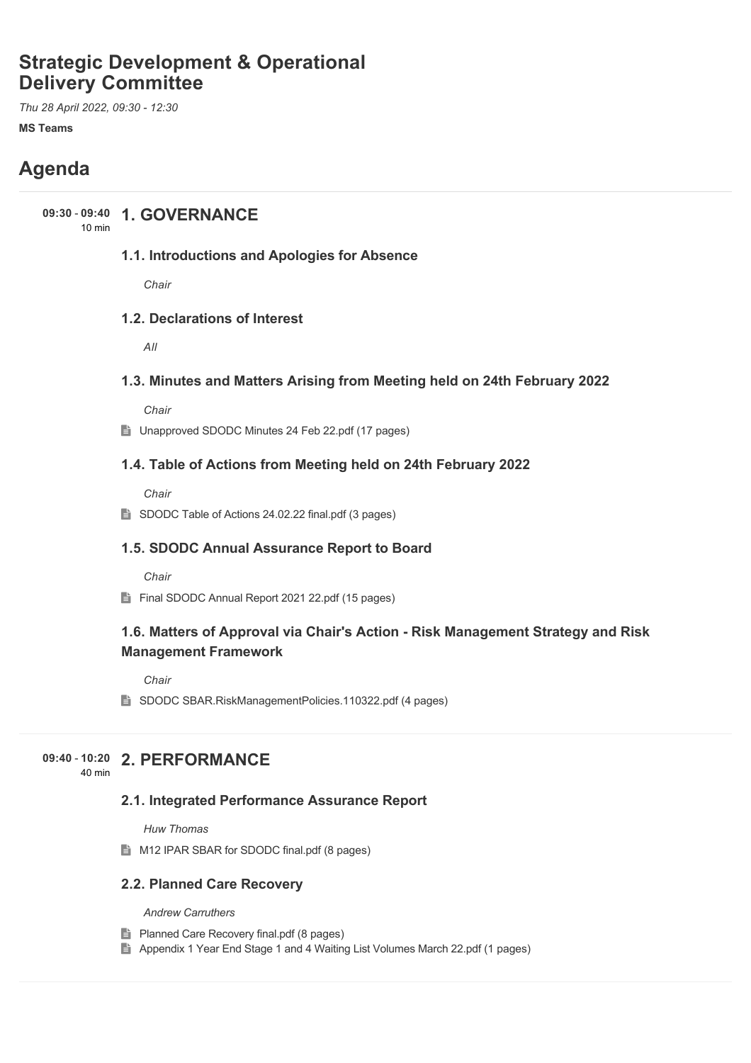# Strategic Development & Operational Delivery Committee

*Thu 28 April 2022, 09:30 - 12:30*

**MS Teams**

## Agenda

**09:30 - 09:40** 10 min

### 1. GOVERNANCE

#### 1.1. Introductions and Apologies for Absence

*Chair*

#### 1.2. Declarations of Interest

*All*

#### 1.3. Minutes and Matters Arising from Meeting held on 24th February 2022

*Chair*

Unapproved SDODC Minutes 24 Feb 22.pdf (17 pages)

#### 1.4. Table of Actions from Meeting held on 24th February 2022

*Chair*

SDODC Table of Actions 24.02.22 final.pdf (3 pages)

#### 1.5. SDODC Annual Assurance Report to Board

*Chair*

Final SDODC Annual Report 2021 22.pdf (15 pages)

#### 1.6. Matters of Approval via Chair's Action - Risk Management Strategy and Risk Management Framework

*Chair*

SDODC SBAR.RiskManagementPolicies.110322.pdf (4 pages)

**09:40 - 10:20** 40 min

### 2. PERFORMANCE

#### 2.1. Integrated Performance Assurance Report

*Huw Thomas*

M12 IPAR SBAR for SDODC final.pdf (8 pages)

#### 2.2. Planned Care Recovery

*Andrew Carruthers*

Planned Care Recovery final.pdf (8 pages)

Appendix 1 Year End Stage 1 and 4 Waiting List Volumes March 22.pdf (1 pages)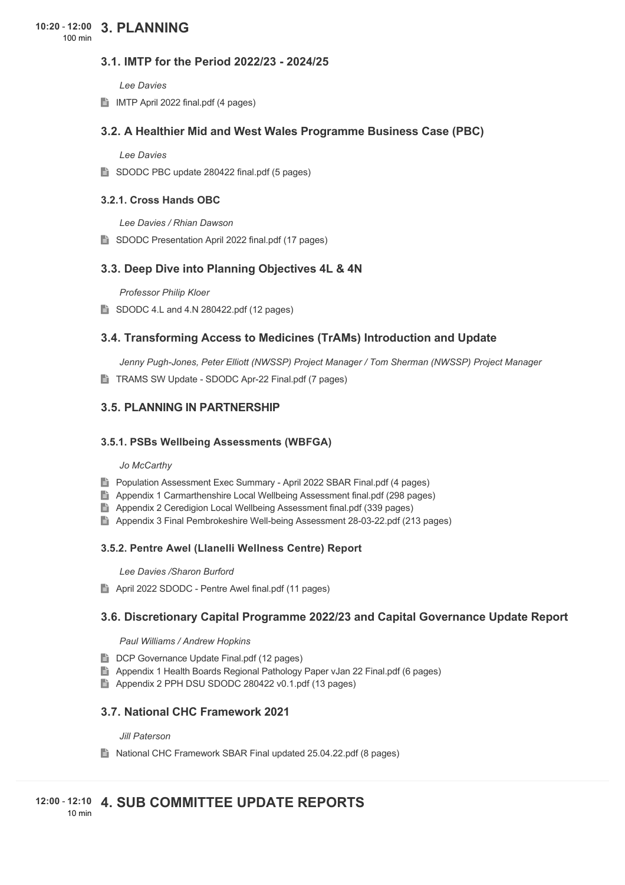10:20 - 12:00
100 min

# 3. PLANNING

## 3.1. IMTP for the Period 2022/23 - 2024/25

*Lee Davies*

- IMTP April 2022 final.pdf (4 pages)

## 3.2. A Healthier Mid and West Wales Programme Business Case (PBC)

*Lee Davies*

- SDODC PBC update 280422 final.pdf (5 pages)

### 3.2.1. Cross Hands OBC

*Lee Davies / Rhian Dawson*

- SDODC Presentation April 2022 final.pdf (17 pages)

## 3.3. Deep Dive into Planning Objectives 4L & 4N

*Professor Philip Kloer*

- SDODC 4.L and 4.N 280422.pdf (12 pages)

## 3.4. Transforming Access to Medicines (TrAMs) Introduction and Update

*Jenny Pugh-Jones, Peter Elliott (NWSSP) Project Manager / Tom Sherman (NWSSP) Project Manager*

- TRAMS SW Update - SDODC Apr-22 Final.pdf (7 pages)

## 3.5. PLANNING IN PARTNERSHIP

### 3.5.1. PSBs Wellbeing Assessments (WBFGA)

*Jo McCarthy*

- Population Assessment Exec Summary - April 2022 SBAR Final.pdf (4 pages)
- Appendix 1 Carmarthenshire Local Wellbeing Assessment final.pdf (298 pages)
- Appendix 2 Ceredigion Local Wellbeing Assessment final.pdf (339 pages)
- Appendix 3 Final Pembrokeshire Well-being Assessment 28-03-22.pdf (213 pages)

### 3.5.2. Pentre Awel (Llanelli Wellness Centre) Report

*Lee Davies /Sharon Burford*

- April 2022 SDODC - Pentre Awel final.pdf (11 pages)

## 3.6. Discretionary Capital Programme 2022/23 and Capital Governance Update Report

*Paul Williams / Andrew Hopkins*

- DCP Governance Update Final.pdf (12 pages)
- Appendix 1 Health Boards Regional Pathology Paper vJan 22 Final.pdf (6 pages)
- Appendix 2 PPH DSU SDODC 280422 v0.1.pdf (13 pages)

## 3.7. National CHC Framework 2021

*Jill Paterson*

- National CHC Framework SBAR Final updated 25.04.22.pdf (8 pages)

12:00 - 12:10
10 min

# 4. SUB COMMITTEE UPDATE REPORTS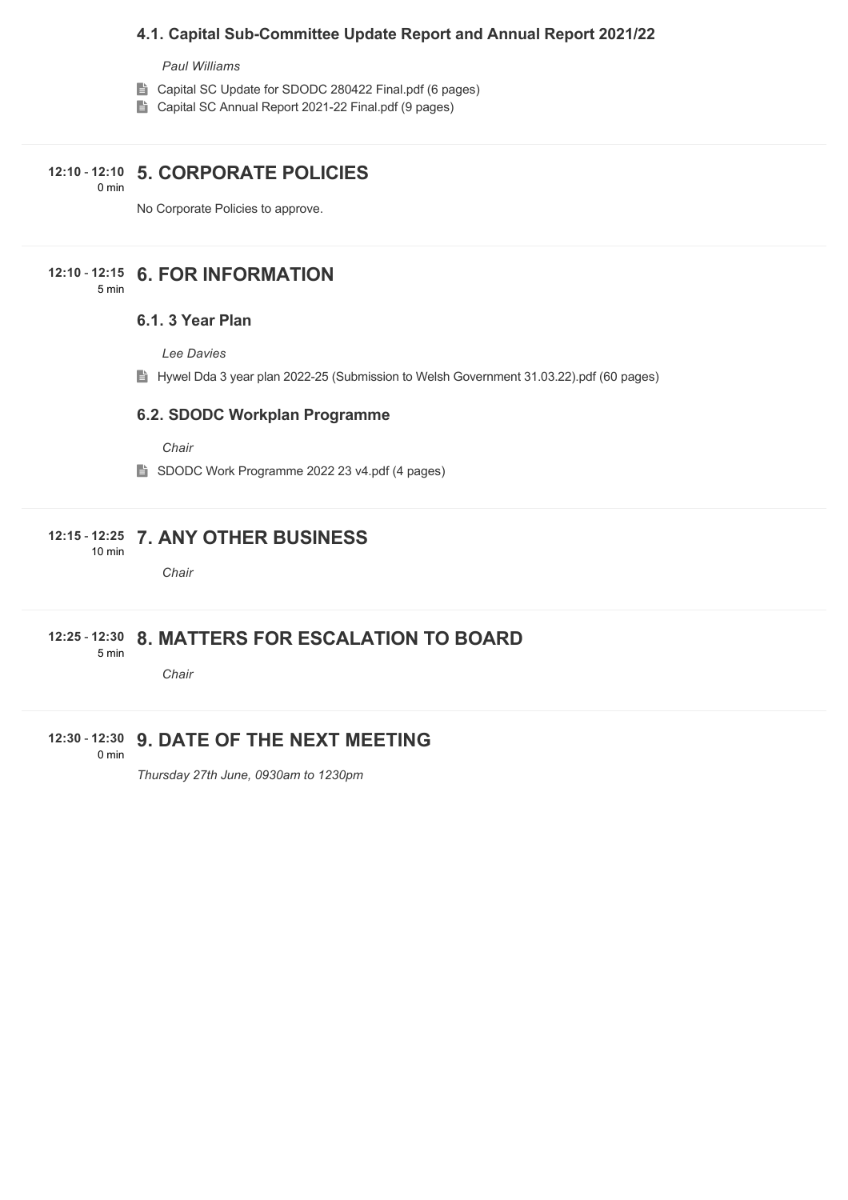### 4.1. Capital Sub-Committee Update Report and Annual Report 2021/22

*Paul Williams*

- Capital SC Update for SDODC 280422 Final.pdf (6 pages)
- Capital SC Annual Report 2021-22 Final.pdf (9 pages)

---

12:10 - 12:10
0 min

## 5. CORPORATE POLICIES

No Corporate Policies to approve.

---

12:10 - 12:15
5 min

## 6. FOR INFORMATION

### 6.1. 3 Year Plan

*Lee Davies*

- Hywel Dda 3 year plan 2022-25 (Submission to Welsh Government 31.03.22).pdf (60 pages)

### 6.2. SDODC Workplan Programme

*Chair*

- SDODC Work Programme 2022 23 v4.pdf (4 pages)

---

12:15 - 12:25
10 min

## 7. ANY OTHER BUSINESS

*Chair*

---

12:25 - 12:30
5 min

## 8. MATTERS FOR ESCALATION TO BOARD

*Chair*

---

12:30 - 12:30
0 min

## 9. DATE OF THE NEXT MEETING

*Thursday 27th June, 0930am to 1230pm*